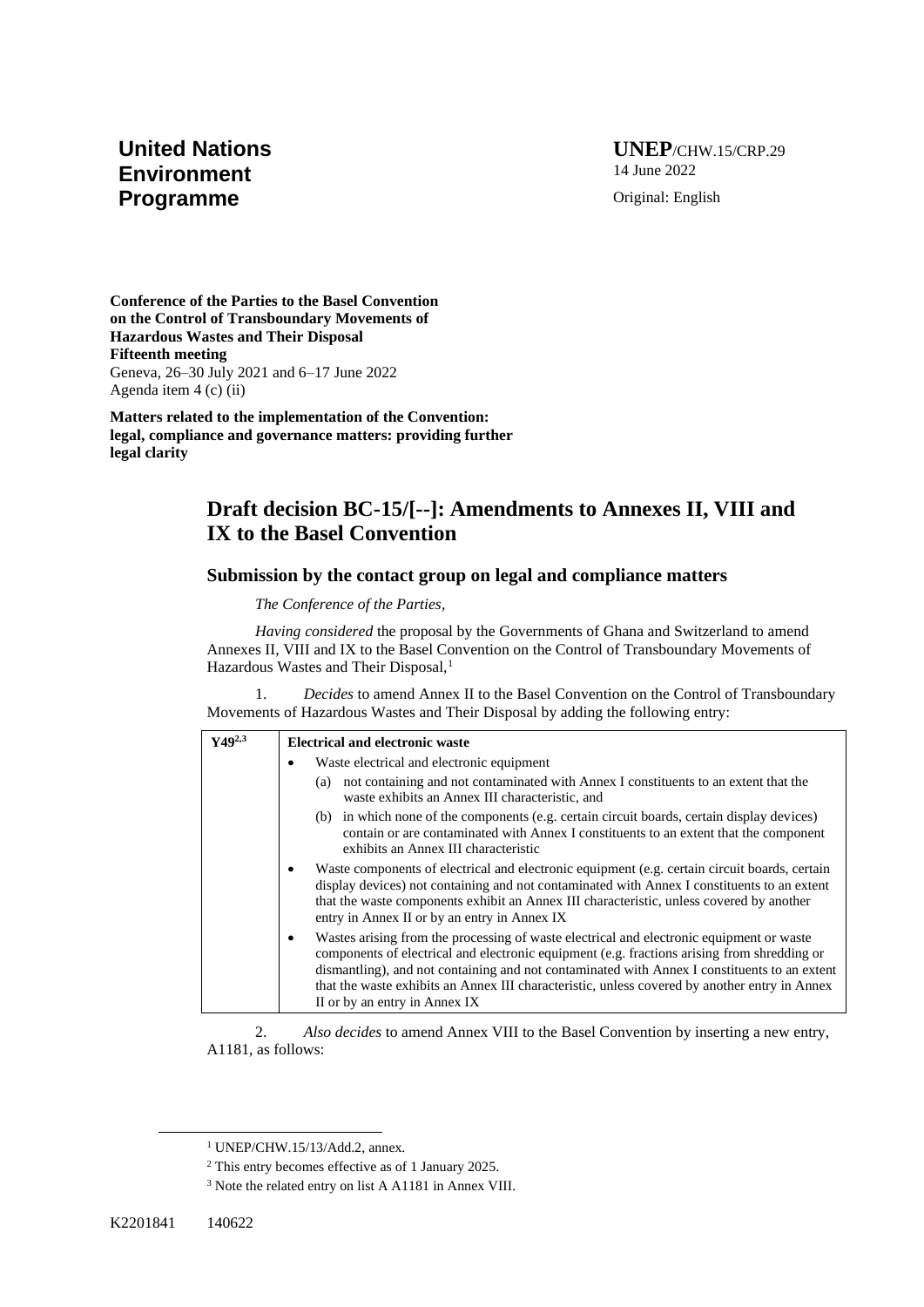**United Nations Environment Programme**

**UNEP**/CHW.15/CRP.29
14 June 2022
Original: English

**Conference of the Parties to the Basel Convention on the Control of Transboundary Movements of Hazardous Wastes and Their Disposal**
**Fifteenth meeting**
Geneva, 26–30 July 2021 and 6–17 June 2022
Agenda item 4 (c) (ii)

**Matters related to the implementation of the Convention: legal, compliance and governance matters: providing further legal clarity**

# Draft decision BC-15/[--]: Amendments to Annexes II, VIII and IX to the Basel Convention

## Submission by the contact group on legal and compliance matters

*The Conference of the Parties*,

*Having considered* the proposal by the Governments of Ghana and Switzerland to amend Annexes II, VIII and IX to the Basel Convention on the Control of Transboundary Movements of Hazardous Wastes and Their Disposal,[1]

1. *Decides* to amend Annex II to the Basel Convention on the Control of Transboundary Movements of Hazardous Wastes and Their Disposal by adding the following entry:

| Y49[2,3] | **Electrical and electronic waste** |
|---|---|
| | • Waste electrical and electronic equipment<br>(a) not containing and not contaminated with Annex I constituents to an extent that the waste exhibits an Annex III characteristic, and<br>(b) in which none of the components (e.g. certain circuit boards, certain display devices) contain or are contaminated with Annex I constituents to an extent that the component exhibits an Annex III characteristic |
| | • Waste components of electrical and electronic equipment (e.g. certain circuit boards, certain display devices) not containing and not contaminated with Annex I constituents to an extent that the waste components exhibit an Annex III characteristic, unless covered by another entry in Annex II or by an entry in Annex IX |
| | • Wastes arising from the processing of waste electrical and electronic equipment or waste components of electrical and electronic equipment (e.g. fractions arising from shredding or dismantling), and not containing and not contaminated with Annex I constituents to an extent that the waste exhibits an Annex III characteristic, unless covered by another entry in Annex II or by an entry in Annex IX |

2. *Also decides* to amend Annex VIII to the Basel Convention by inserting a new entry, A1181, as follows:

---

[1] UNEP/CHW.15/13/Add.2, annex.

[2] This entry becomes effective as of 1 January 2025.

[3] Note the related entry on list A A1181 in Annex VIII.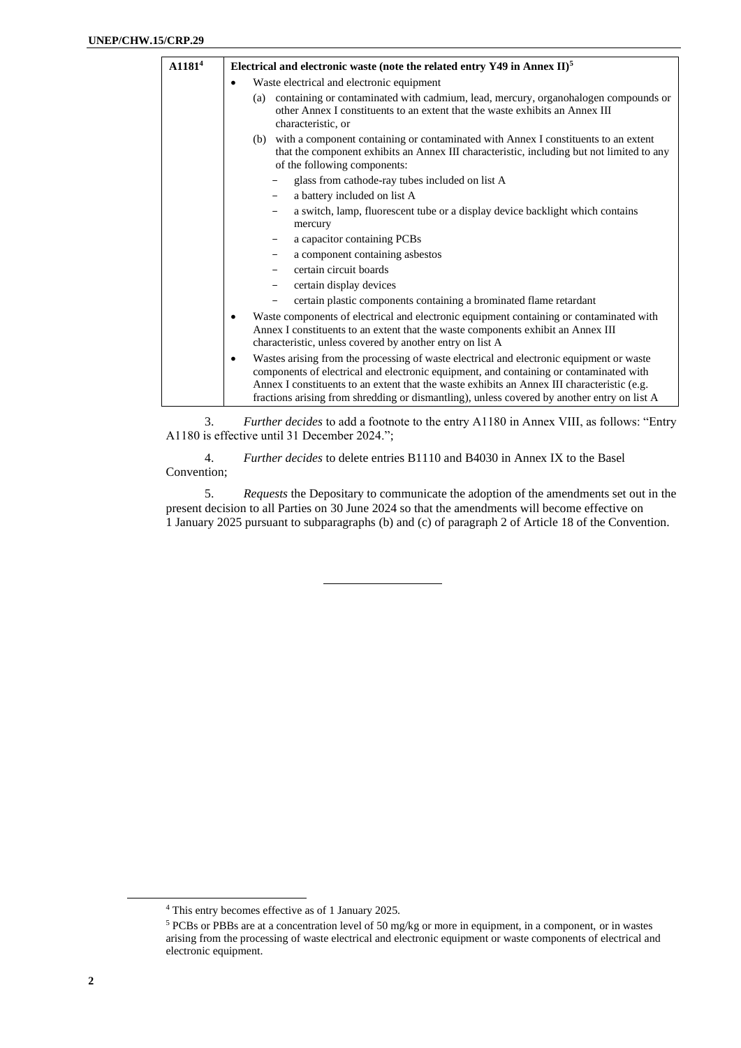| | |
|---|---|
| **A1181**[4] | **Electrical and electronic waste (note the related entry Y49 in Annex II)**[5]<br>• Waste electrical and electronic equipment<br>(a) containing or contaminated with cadmium, lead, mercury, organohalogen compounds or other Annex I constituents to an extent that the waste exhibits an Annex III characteristic, or<br>(b) with a component containing or contaminated with Annex I constituents to an extent that the component exhibits an Annex III characteristic, including but not limited to any of the following components:<br>– glass from cathode-ray tubes included on list A<br>– a battery included on list A<br>– a switch, lamp, fluorescent tube or a display device backlight which contains mercury<br>– a capacitor containing PCBs<br>– a component containing asbestos<br>– certain circuit boards<br>– certain display devices<br>– certain plastic components containing a brominated flame retardant<br>• Waste components of electrical and electronic equipment containing or contaminated with Annex I constituents to an extent that the waste components exhibit an Annex III characteristic, unless covered by another entry on list A<br>• Wastes arising from the processing of waste electrical and electronic equipment or waste components of electrical and electronic equipment, and containing or contaminated with Annex I constituents to an extent that the waste exhibits an Annex III characteristic (e.g. fractions arising from shredding or dismantling), unless covered by another entry on list A |

3. *Further decides* to add a footnote to the entry A1180 in Annex VIII, as follows: "Entry A1180 is effective until 31 December 2024.";

4. *Further decides* to delete entries B1110 and B4030 in Annex IX to the Basel Convention;

5. *Requests* the Depositary to communicate the adoption of the amendments set out in the present decision to all Parties on 30 June 2024 so that the amendments will become effective on 1 January 2025 pursuant to subparagraphs (b) and (c) of paragraph 2 of Article 18 of the Convention.

---

[4] This entry becomes effective as of 1 January 2025.

[5] PCBs or PBBs are at a concentration level of 50 mg/kg or more in equipment, in a component, or in wastes arising from the processing of waste electrical and electronic equipment or waste components of electrical and electronic equipment.